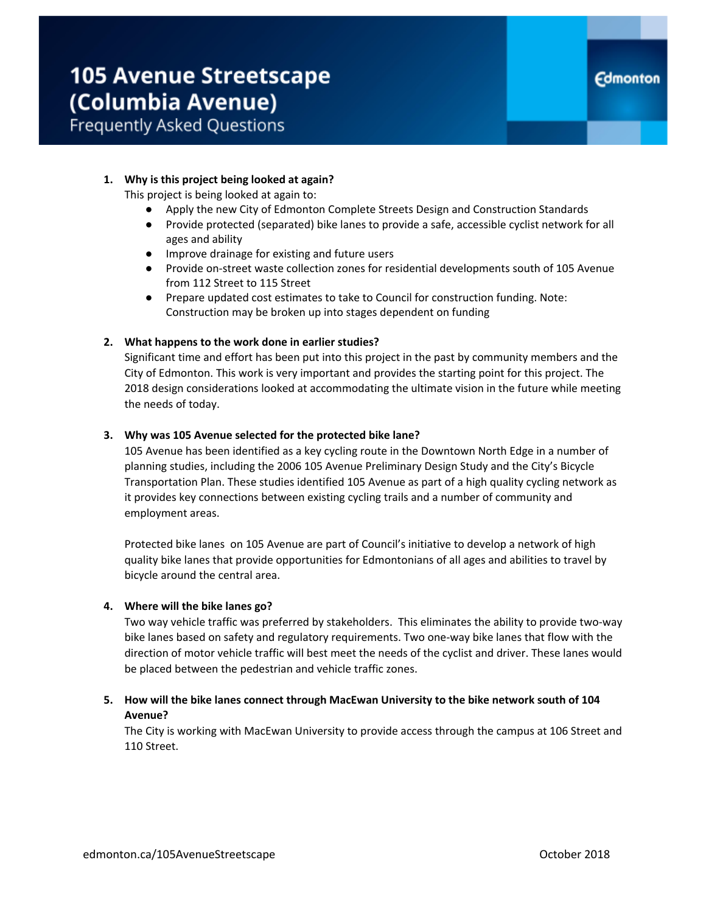# 105 Avenue Streetscape (Columbia Avenue)

## Frequently Asked Questions

Edmonton

1. **Why is this project being looked at again?**
   This project is being looked at again to:
   - Apply the new City of Edmonton Complete Streets Design and Construction Standards
   - Provide protected (separated) bike lanes to provide a safe, accessible cyclist network for all ages and ability
   - Improve drainage for existing and future users
   - Provide on-street waste collection zones for residential developments south of 105 Avenue from 112 Street to 115 Street
   - Prepare updated cost estimates to take to Council for construction funding. Note: Construction may be broken up into stages dependent on funding

2. **What happens to the work done in earlier studies?**
   Significant time and effort has been put into this project in the past by community members and the City of Edmonton. This work is very important and provides the starting point for this project. The 2018 design considerations looked at accommodating the ultimate vision in the future while meeting the needs of today.

3. **Why was 105 Avenue selected for the protected bike lane?**
   105 Avenue has been identified as a key cycling route in the Downtown North Edge in a number of planning studies, including the 2006 105 Avenue Preliminary Design Study and the City's Bicycle Transportation Plan. These studies identified 105 Avenue as part of a high quality cycling network as it provides key connections between existing cycling trails and a number of community and employment areas.

   Protected bike lanes on 105 Avenue are part of Council's initiative to develop a network of high quality bike lanes that provide opportunities for Edmontonians of all ages and abilities to travel by bicycle around the central area.

4. **Where will the bike lanes go?**
   Two way vehicle traffic was preferred by stakeholders. This eliminates the ability to provide two-way bike lanes based on safety and regulatory requirements. Two one-way bike lanes that flow with the direction of motor vehicle traffic will best meet the needs of the cyclist and driver. These lanes would be placed between the pedestrian and vehicle traffic zones.

5. **How will the bike lanes connect through MacEwan University to the bike network south of 104 Avenue?**
   The City is working with MacEwan University to provide access through the campus at 106 Street and 110 Street.

edmonton.ca/105AvenueStreetscape

October 2018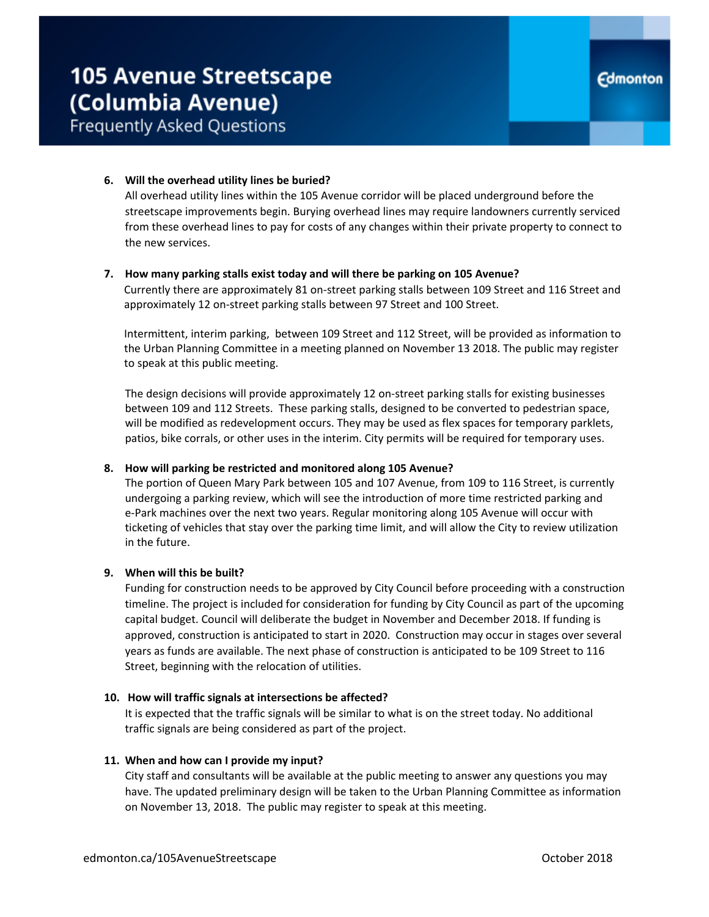# 105 Avenue Streetscape (Columbia Avenue)

Frequently Asked Questions

6. **Will the overhead utility lines be buried?**
   All overhead utility lines within the 105 Avenue corridor will be placed underground before the streetscape improvements begin. Burying overhead lines may require landowners currently serviced from these overhead lines to pay for costs of any changes within their private property to connect to the new services.

7. **How many parking stalls exist today and will there be parking on 105 Avenue?**
   Currently there are approximately 81 on-street parking stalls between 109 Street and 116 Street and approximately 12 on-street parking stalls between 97 Street and 100 Street.

   Intermittent, interim parking, between 109 Street and 112 Street, will be provided as information to the Urban Planning Committee in a meeting planned on November 13 2018. The public may register to speak at this public meeting.

   The design decisions will provide approximately 12 on-street parking stalls for existing businesses between 109 and 112 Streets. These parking stalls, designed to be converted to pedestrian space, will be modified as redevelopment occurs. They may be used as flex spaces for temporary parklets, patios, bike corrals, or other uses in the interim. City permits will be required for temporary uses.

8. **How will parking be restricted and monitored along 105 Avenue?**
   The portion of Queen Mary Park between 105 and 107 Avenue, from 109 to 116 Street, is currently undergoing a parking review, which will see the introduction of more time restricted parking and e-Park machines over the next two years. Regular monitoring along 105 Avenue will occur with ticketing of vehicles that stay over the parking time limit, and will allow the City to review utilization in the future.

9. **When will this be built?**
   Funding for construction needs to be approved by City Council before proceeding with a construction timeline. The project is included for consideration for funding by City Council as part of the upcoming capital budget. Council will deliberate the budget in November and December 2018. If funding is approved, construction is anticipated to start in 2020. Construction may occur in stages over several years as funds are available. The next phase of construction is anticipated to be 109 Street to 116 Street, beginning with the relocation of utilities.

10. **How will traffic signals at intersections be affected?**
    It is expected that the traffic signals will be similar to what is on the street today. No additional traffic signals are being considered as part of the project.

11. **When and how can I provide my input?**
    City staff and consultants will be available at the public meeting to answer any questions you may have. The updated preliminary design will be taken to the Urban Planning Committee as information on November 13, 2018. The public may register to speak at this meeting.

edmonton.ca/105AvenueStreetscape

October 2018